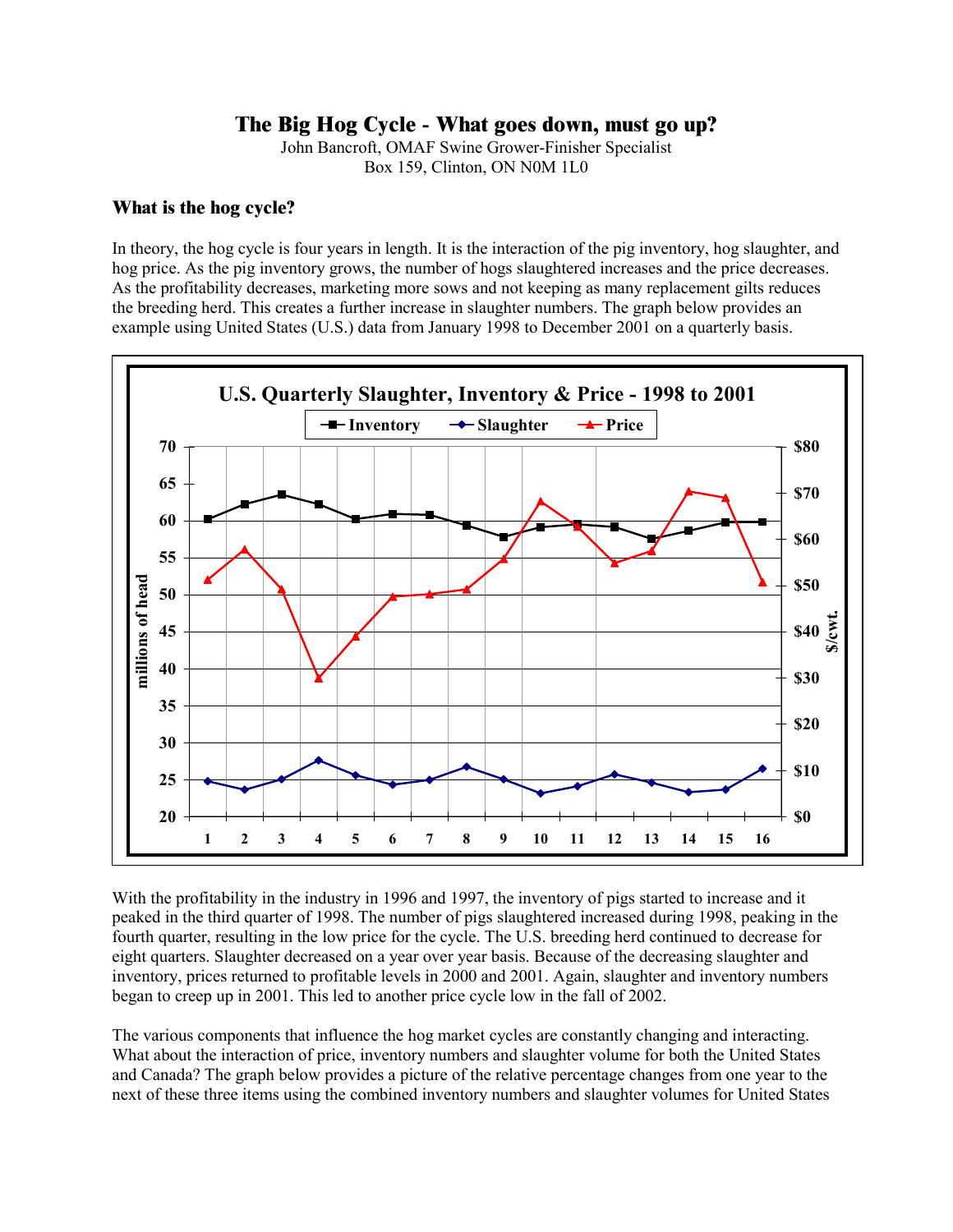# The Big Hog Cycle - What goes down, must go up?

John Bancroft, OMAF Swine Grower-Finisher Specialist
Box 159, Clinton, ON N0M 1L0

## What is the hog cycle?

In theory, the hog cycle is four years in length. It is the interaction of the pig inventory, hog slaughter, and hog price. As the pig inventory grows, the number of hogs slaughtered increases and the price decreases. As the profitability decreases, marketing more sows and not keeping as many replacement gilts reduces the breeding herd. This creates a further increase in slaughter numbers. The graph below provides an example using United States (U.S.) data from January 1998 to December 2001 on a quarterly basis.

**U.S. Quarterly Slaughter, Inventory & Price - 1998 to 2001**

With the profitability in the industry in 1996 and 1997, the inventory of pigs started to increase and it peaked in the third quarter of 1998. The number of pigs slaughtered increased during 1998, peaking in the fourth quarter, resulting in the low price for the cycle. The U.S. breeding herd continued to decrease for eight quarters. Slaughter decreased on a year over year basis. Because of the decreasing slaughter and inventory, prices returned to profitable levels in 2000 and 2001. Again, slaughter and inventory numbers began to creep up in 2001. This led to another price cycle low in the fall of 2002.

The various components that influence the hog market cycles are constantly changing and interacting. What about the interaction of price, inventory numbers and slaughter volume for both the United States and Canada? The graph below provides a picture of the relative percentage changes from one year to the next of these three items using the combined inventory numbers and slaughter volumes for United States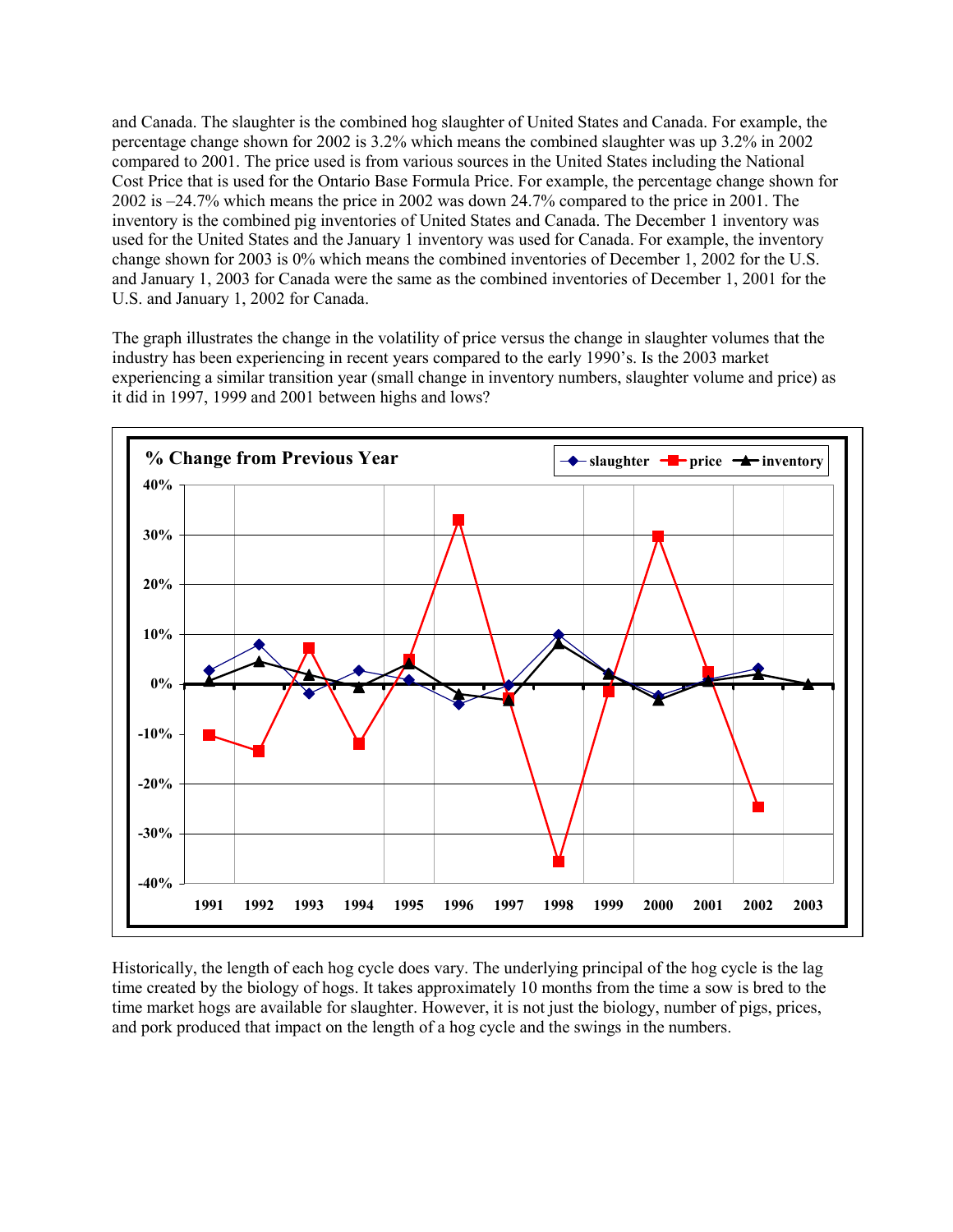and Canada. The slaughter is the combined hog slaughter of United States and Canada. For example, the percentage change shown for 2002 is 3.2% which means the combined slaughter was up 3.2% in 2002 compared to 2001. The price used is from various sources in the United States including the National Cost Price that is used for the Ontario Base Formula Price. For example, the percentage change shown for 2002 is –24.7% which means the price in 2002 was down 24.7% compared to the price in 2001. The inventory is the combined pig inventories of United States and Canada. The December 1 inventory was used for the United States and the January 1 inventory was used for Canada. For example, the inventory change shown for 2003 is 0% which means the combined inventories of December 1, 2002 for the U.S. and January 1, 2003 for Canada were the same as the combined inventories of December 1, 2001 for the U.S. and January 1, 2002 for Canada.

The graph illustrates the change in the volatility of price versus the change in slaughter volumes that the industry has been experiencing in recent years compared to the early 1990's. Is the 2003 market experiencing a similar transition year (small change in inventory numbers, slaughter volume and price) as it did in 1997, 1999 and 2001 between highs and lows?

**% Change from Previous Year**

Historically, the length of each hog cycle does vary. The underlying principal of the hog cycle is the lag time created by the biology of hogs. It takes approximately 10 months from the time a sow is bred to the time market hogs are available for slaughter. However, it is not just the biology, number of pigs, prices, and pork produced that impact on the length of a hog cycle and the swings in the numbers.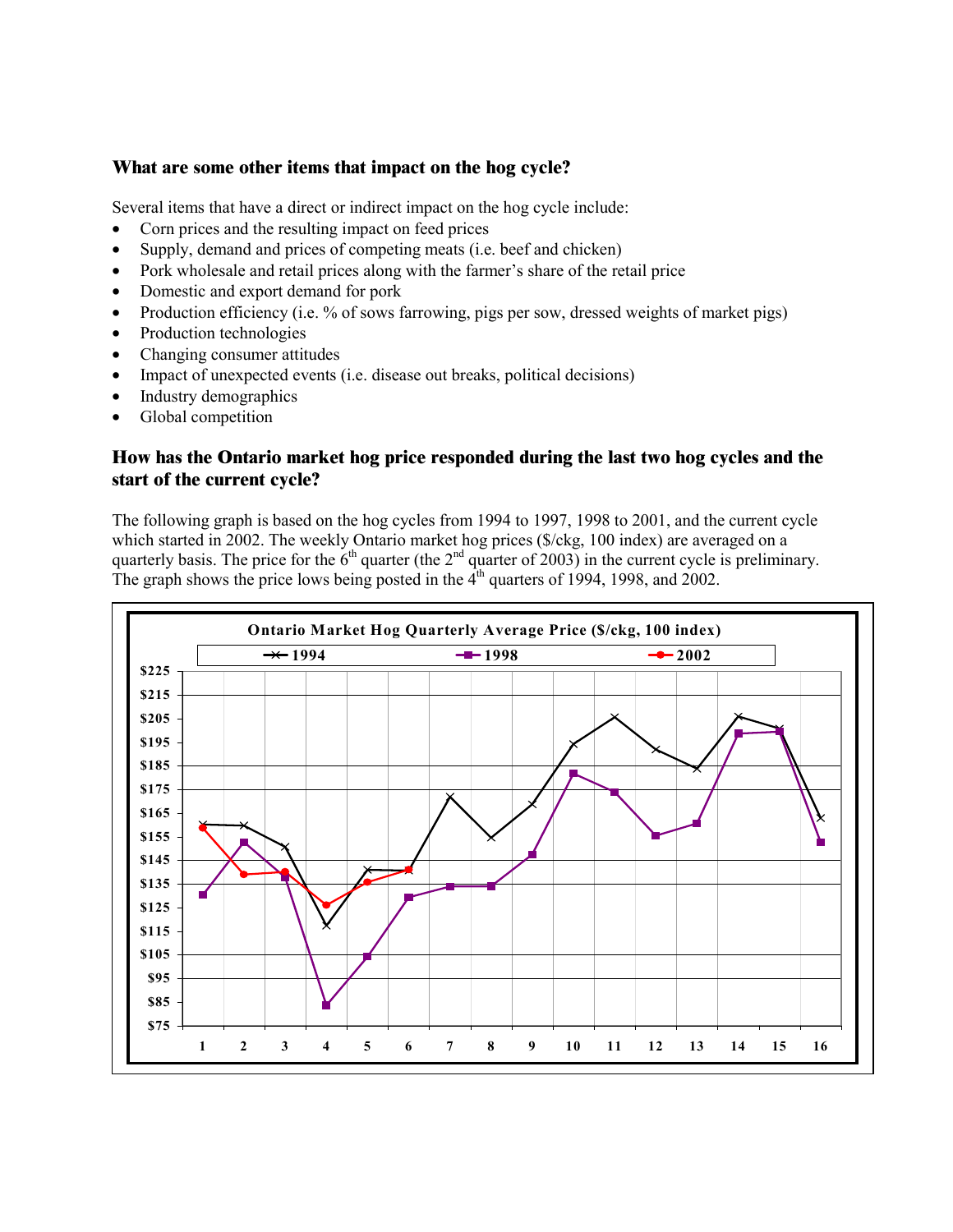### What are some other items that impact on the hog cycle?

Several items that have a direct or indirect impact on the hog cycle include:

- Corn prices and the resulting impact on feed prices
- Supply, demand and prices of competing meats (i.e. beef and chicken)
- Pork wholesale and retail prices along with the farmer's share of the retail price
- Domestic and export demand for pork
- Production efficiency (i.e. % of sows farrowing, pigs per sow, dressed weights of market pigs)
- Production technologies
- Changing consumer attitudes
- Impact of unexpected events (i.e. disease out breaks, political decisions)
- Industry demographics
- Global competition

### How has the Ontario market hog price responded during the last two hog cycles and the start of the current cycle?

The following graph is based on the hog cycles from 1994 to 1997, 1998 to 2001, and the current cycle which started in 2002. The weekly Ontario market hog prices ($/ckg, 100 index) are averaged on a quarterly basis. The price for the 6th quarter (the 2nd quarter of 2003) in the current cycle is preliminary. The graph shows the price lows being posted in the 4th quarters of 1994, 1998, and 2002.

**Ontario Market Hog Quarterly Average Price ($/ckg, 100 index)**

Legend: 1994, 1998, 2002

Y-axis: $75, $85, $95, $105, $115, $125, $135, $145, $155, $165, $175, $185, $195, $205, $215, $225

X-axis: 1, 2, 3, 4, 5, 6, 7, 8, 9, 10, 11, 12, 13, 14, 15, 16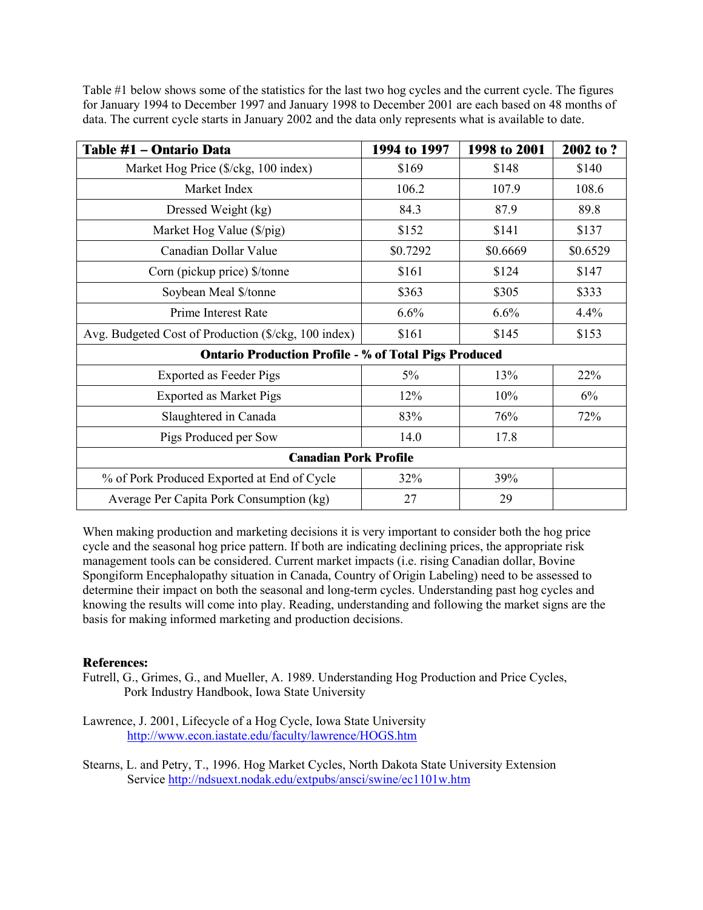Table #1 below shows some of the statistics for the last two hog cycles and the current cycle. The figures for January 1994 to December 1997 and January 1998 to December 2001 are each based on 48 months of data. The current cycle starts in January 2002 and the data only represents what is available to date.

| **Table #1 – Ontario Data** | **1994 to 1997** | **1998 to 2001** | **2002 to ?** |
|---|---|---|---|
| Market Hog Price ($/ckg, 100 index) | $169 | $148 | $140 |
| Market Index | 106.2 | 107.9 | 108.6 |
| Dressed Weight (kg) | 84.3 | 87.9 | 89.8 |
| Market Hog Value ($/pig) | $152 | $141 | $137 |
| Canadian Dollar Value | $0.7292 | $0.6669 | $0.6529 |
| Corn (pickup price) $/tonne | $161 | $124 | $147 |
| Soybean Meal $/tonne | $363 | $305 | $333 |
| Prime Interest Rate | 6.6% | 6.6% | 4.4% |
| Avg. Budgeted Cost of Production ($/ckg, 100 index) | $161 | $145 | $153 |
| **Ontario Production Profile - % of Total Pigs Produced** | | | |
| Exported as Feeder Pigs | 5% | 13% | 22% |
| Exported as Market Pigs | 12% | 10% | 6% |
| Slaughtered in Canada | 83% | 76% | 72% |
| Pigs Produced per Sow | 14.0 | 17.8 | |
| **Canadian Pork Profile** | | | |
| % of Pork Produced Exported at End of Cycle | 32% | 39% | |
| Average Per Capita Pork Consumption (kg) | 27 | 29 | |

When making production and marketing decisions it is very important to consider both the hog price cycle and the seasonal hog price pattern. If both are indicating declining prices, the appropriate risk management tools can be considered. Current market impacts (i.e. rising Canadian dollar, Bovine Spongiform Encephalopathy situation in Canada, Country of Origin Labeling) need to be assessed to determine their impact on both the seasonal and long-term cycles. Understanding past hog cycles and knowing the results will come into play. Reading, understanding and following the market signs are the basis for making informed marketing and production decisions.

**References:**

Futrell, G., Grimes, G., and Mueller, A. 1989. Understanding Hog Production and Price Cycles, Pork Industry Handbook, Iowa State University

Lawrence, J. 2001, Lifecycle of a Hog Cycle, Iowa State University http://www.econ.iastate.edu/faculty/lawrence/HOGS.htm

Stearns, L. and Petry, T., 1996. Hog Market Cycles, North Dakota State University Extension Service http://ndsuext.nodak.edu/extpubs/ansci/swine/ec1101w.htm